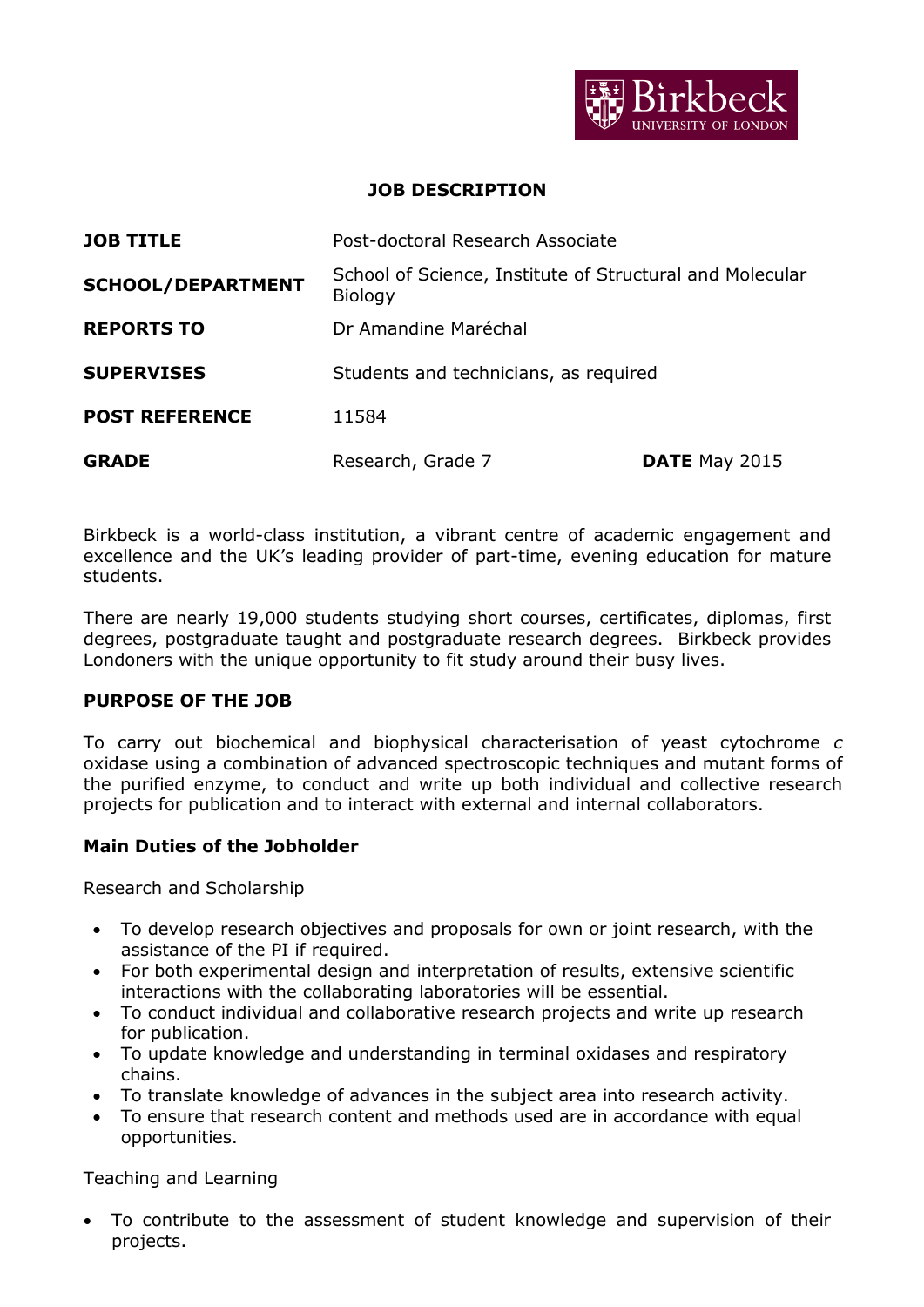# JOB DESCRIPTION

| | | |
|---|---|---|
| **JOB TITLE** | Post-doctoral Research Associate | |
| **SCHOOL/DEPARTMENT** | School of Science, Institute of Structural and Molecular Biology | |
| **REPORTS TO** | Dr Amandine Maréchal | |
| **SUPERVISES** | Students and technicians, as required | |
| **POST REFERENCE** | 11584 | |
| **GRADE** | Research, Grade 7 | **DATE** May 2015 |

Birkbeck is a world-class institution, a vibrant centre of academic engagement and excellence and the UK's leading provider of part-time, evening education for mature students.

There are nearly 19,000 students studying short courses, certificates, diplomas, first degrees, postgraduate taught and postgraduate research degrees. Birkbeck provides Londoners with the unique opportunity to fit study around their busy lives.

## PURPOSE OF THE JOB

To carry out biochemical and biophysical characterisation of yeast cytochrome *c* oxidase using a combination of advanced spectroscopic techniques and mutant forms of the purified enzyme, to conduct and write up both individual and collective research projects for publication and to interact with external and internal collaborators.

## Main Duties of the Jobholder

Research and Scholarship

- To develop research objectives and proposals for own or joint research, with the assistance of the PI if required.
- For both experimental design and interpretation of results, extensive scientific interactions with the collaborating laboratories will be essential.
- To conduct individual and collaborative research projects and write up research for publication.
- To update knowledge and understanding in terminal oxidases and respiratory chains.
- To translate knowledge of advances in the subject area into research activity.
- To ensure that research content and methods used are in accordance with equal opportunities.

Teaching and Learning

- To contribute to the assessment of student knowledge and supervision of their projects.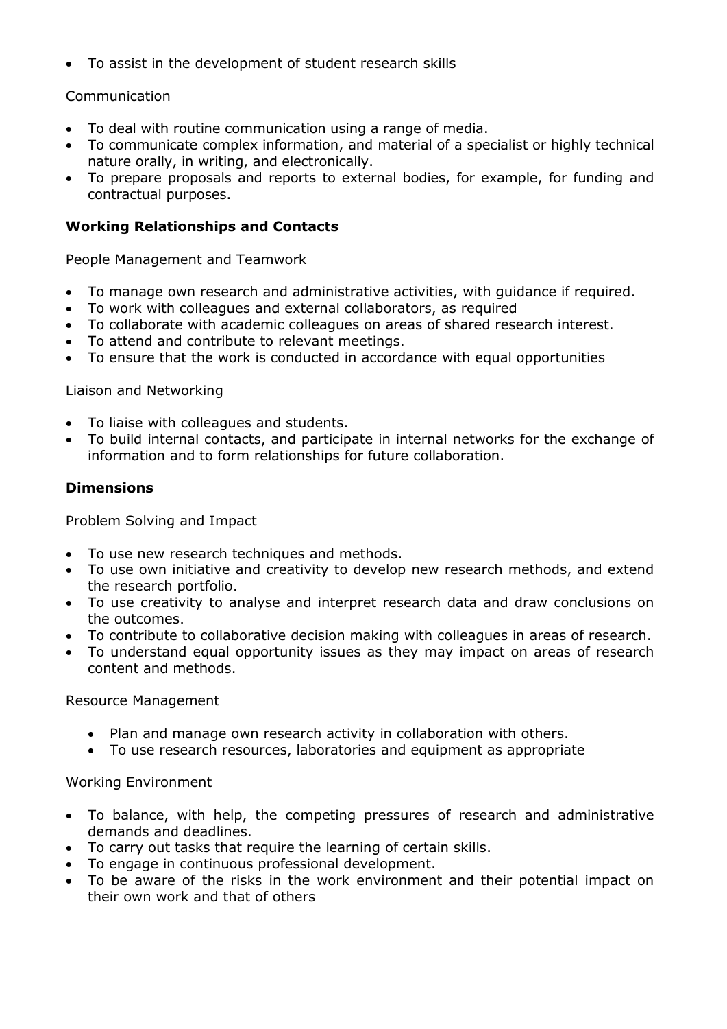- To assist in the development of student research skills

Communication

- To deal with routine communication using a range of media.
- To communicate complex information, and material of a specialist or highly technical nature orally, in writing, and electronically.
- To prepare proposals and reports to external bodies, for example, for funding and contractual purposes.

**Working Relationships and Contacts**

People Management and Teamwork

- To manage own research and administrative activities, with guidance if required.
- To work with colleagues and external collaborators, as required
- To collaborate with academic colleagues on areas of shared research interest.
- To attend and contribute to relevant meetings.
- To ensure that the work is conducted in accordance with equal opportunities

Liaison and Networking

- To liaise with colleagues and students.
- To build internal contacts, and participate in internal networks for the exchange of information and to form relationships for future collaboration.

**Dimensions**

Problem Solving and Impact

- To use new research techniques and methods.
- To use own initiative and creativity to develop new research methods, and extend the research portfolio.
- To use creativity to analyse and interpret research data and draw conclusions on the outcomes.
- To contribute to collaborative decision making with colleagues in areas of research.
- To understand equal opportunity issues as they may impact on areas of research content and methods.

Resource Management

- Plan and manage own research activity in collaboration with others.
- To use research resources, laboratories and equipment as appropriate

Working Environment

- To balance, with help, the competing pressures of research and administrative demands and deadlines.
- To carry out tasks that require the learning of certain skills.
- To engage in continuous professional development.
- To be aware of the risks in the work environment and their potential impact on their own work and that of others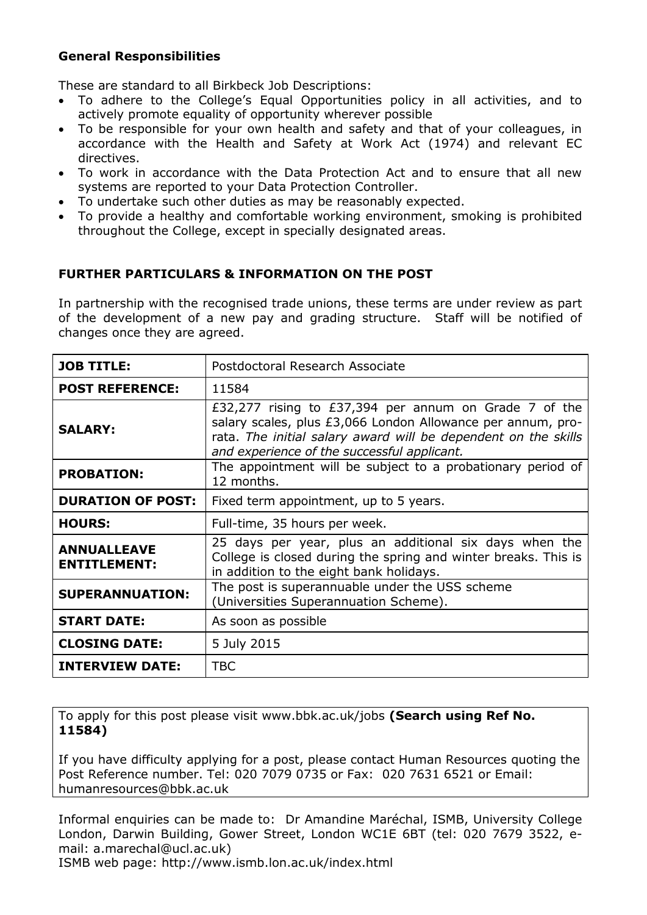**General Responsibilities**

These are standard to all Birkbeck Job Descriptions:

- To adhere to the College's Equal Opportunities policy in all activities, and to actively promote equality of opportunity wherever possible
- To be responsible for your own health and safety and that of your colleagues, in accordance with the Health and Safety at Work Act (1974) and relevant EC directives.
- To work in accordance with the Data Protection Act and to ensure that all new systems are reported to your Data Protection Controller.
- To undertake such other duties as may be reasonably expected.
- To provide a healthy and comfortable working environment, smoking is prohibited throughout the College, except in specially designated areas.

**FURTHER PARTICULARS & INFORMATION ON THE POST**

In partnership with the recognised trade unions, these terms are under review as part of the development of a new pay and grading structure. Staff will be notified of changes once they are agreed.

| | |
|---|---|
| **JOB TITLE:** | Postdoctoral Research Associate |
| **POST REFERENCE:** | 11584 |
| **SALARY:** | £32,277 rising to £37,394 per annum on Grade 7 of the salary scales, plus £3,066 London Allowance per annum, pro-rata. *The initial salary award will be dependent on the skills and experience of the successful applicant.* |
| **PROBATION:** | The appointment will be subject to a probationary period of 12 months. |
| **DURATION OF POST:** | Fixed term appointment, up to 5 years. |
| **HOURS:** | Full-time, 35 hours per week. |
| **ANNUALLEAVE ENTITLEMENT:** | 25 days per year, plus an additional six days when the College is closed during the spring and winter breaks. This is in addition to the eight bank holidays. |
| **SUPERANNUATION:** | The post is superannuable under the USS scheme (Universities Superannuation Scheme). |
| **START DATE:** | As soon as possible |
| **CLOSING DATE:** | 5 July 2015 |
| **INTERVIEW DATE:** | TBC |

To apply for this post please visit www.bbk.ac.uk/jobs **(Search using Ref No. 11584)**

If you have difficulty applying for a post, please contact Human Resources quoting the Post Reference number. Tel: 020 7079 0735 or Fax: 020 7631 6521 or Email: humanresources@bbk.ac.uk

Informal enquiries can be made to: Dr Amandine Maréchal, ISMB, University College London, Darwin Building, Gower Street, London WC1E 6BT (tel: 020 7679 3522, e-mail: a.marechal@ucl.ac.uk)
ISMB web page: http://www.ismb.lon.ac.uk/index.html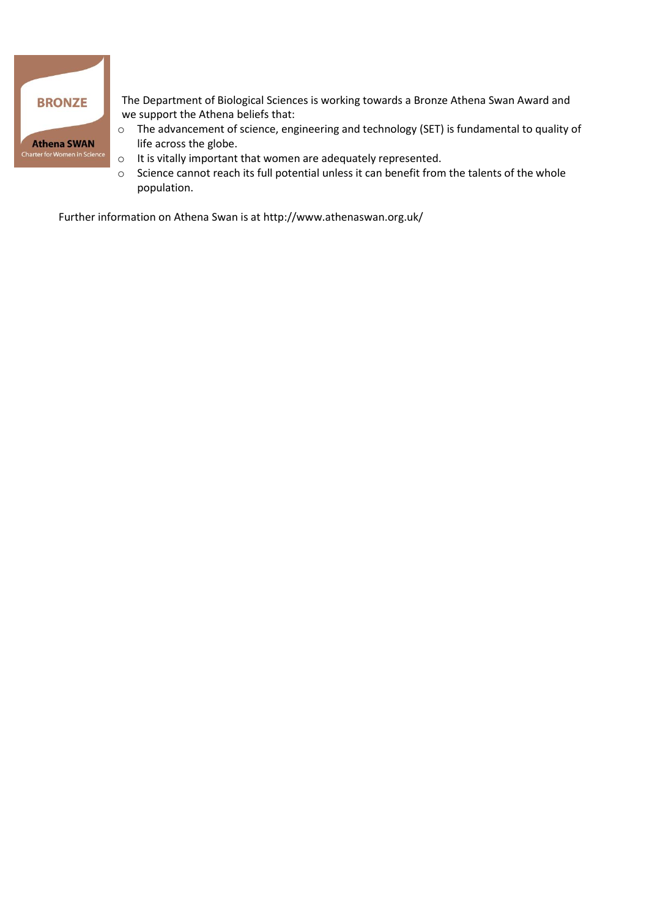BRONZE

Athena SWAN
Charter for Women in Science

The Department of Biological Sciences is working towards a Bronze Athena Swan Award and we support the Athena beliefs that:

- The advancement of science, engineering and technology (SET) is fundamental to quality of life across the globe.
- It is vitally important that women are adequately represented.
- Science cannot reach its full potential unless it can benefit from the talents of the whole population.

Further information on Athena Swan is at http://www.athenaswan.org.uk/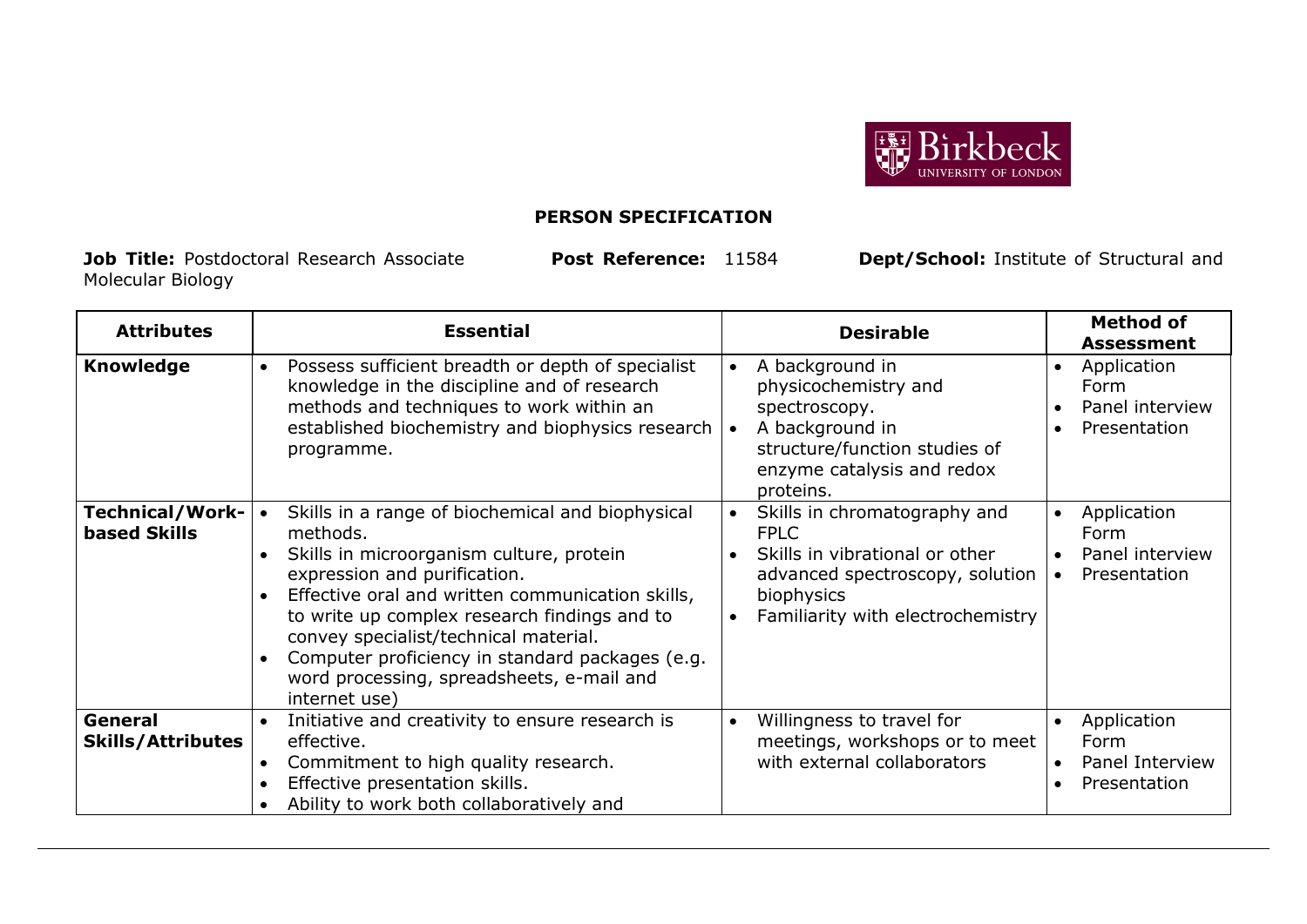# PERSON SPECIFICATION

**Job Title:** Postdoctoral Research Associate **Post Reference:** 11584 **Dept/School:** Institute of Structural and Molecular Biology

| Attributes | Essential | Desirable | Method of Assessment |
|---|---|---|---|
| **Knowledge** | • Possess sufficient breadth or depth of specialist knowledge in the discipline and of research methods and techniques to work within an established biochemistry and biophysics research programme. | • A background in physicochemistry and spectroscopy.<br>• A background in structure/function studies of enzyme catalysis and redox proteins. | • Application Form<br>• Panel interview<br>• Presentation |
| **Technical/Work-based Skills** | • Skills in a range of biochemical and biophysical methods.<br>• Skills in microorganism culture, protein expression and purification.<br>• Effective oral and written communication skills, to write up complex research findings and to convey specialist/technical material.<br>• Computer proficiency in standard packages (e.g. word processing, spreadsheets, e-mail and internet use) | • Skills in chromatography and FPLC<br>• Skills in vibrational or other advanced spectroscopy, solution biophysics<br>• Familiarity with electrochemistry | • Application Form<br>• Panel interview<br>• Presentation |
| **General Skills/Attributes** | • Initiative and creativity to ensure research is effective.<br>• Commitment to high quality research.<br>• Effective presentation skills.<br>• Ability to work both collaboratively and | • Willingness to travel for meetings, workshops or to meet with external collaborators | • Application Form<br>• Panel Interview<br>• Presentation |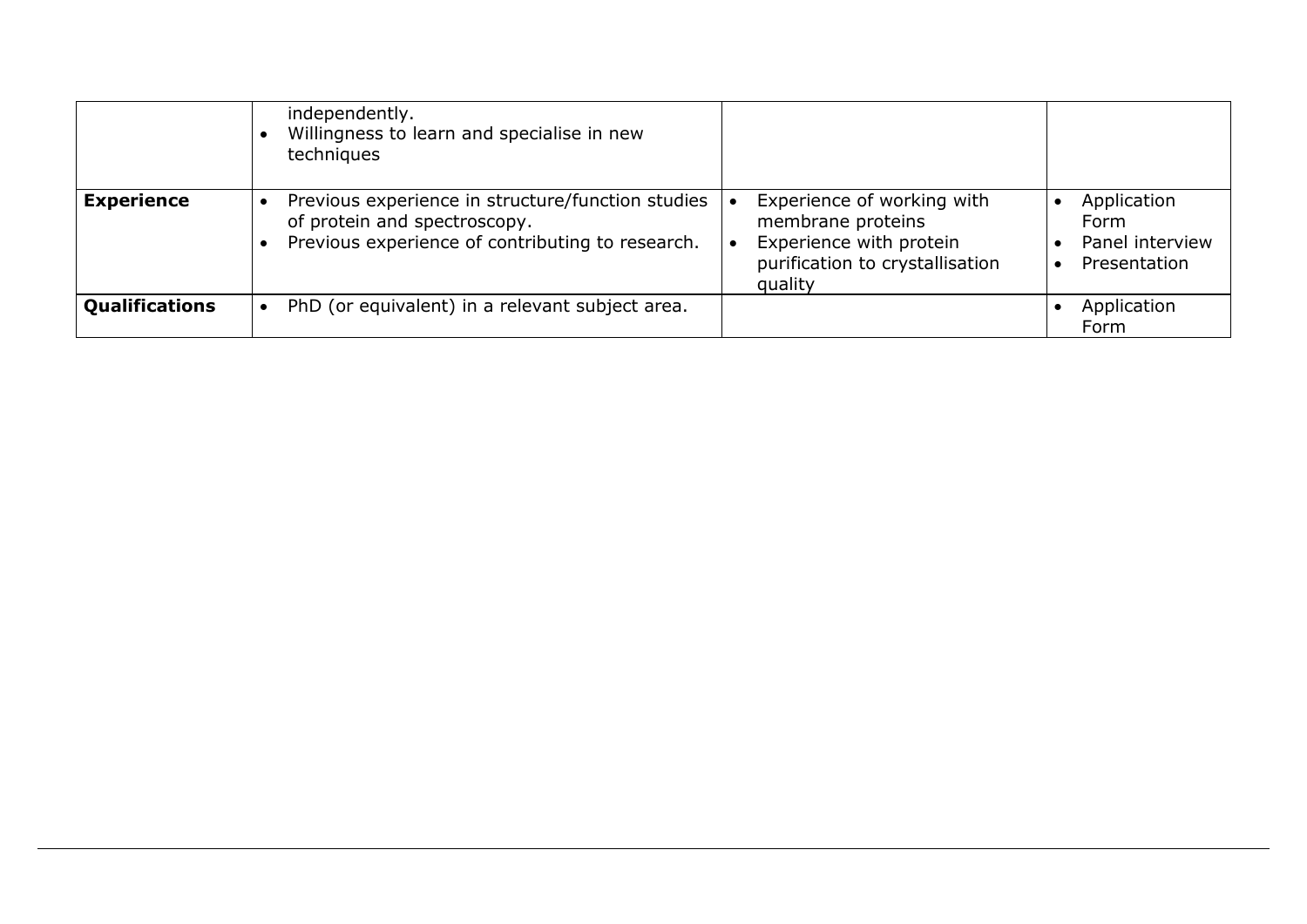| | | | |
|---|---|---|---|
| | independently.<br>• Willingness to learn and specialise in new techniques | | |
| **Experience** | • Previous experience in structure/function studies of protein and spectroscopy.<br>• Previous experience of contributing to research. | • Experience of working with membrane proteins<br>• Experience with protein purification to crystallisation quality | • Application Form<br>• Panel interview<br>• Presentation |
| **Qualifications** | • PhD (or equivalent) in a relevant subject area. | | • Application Form |